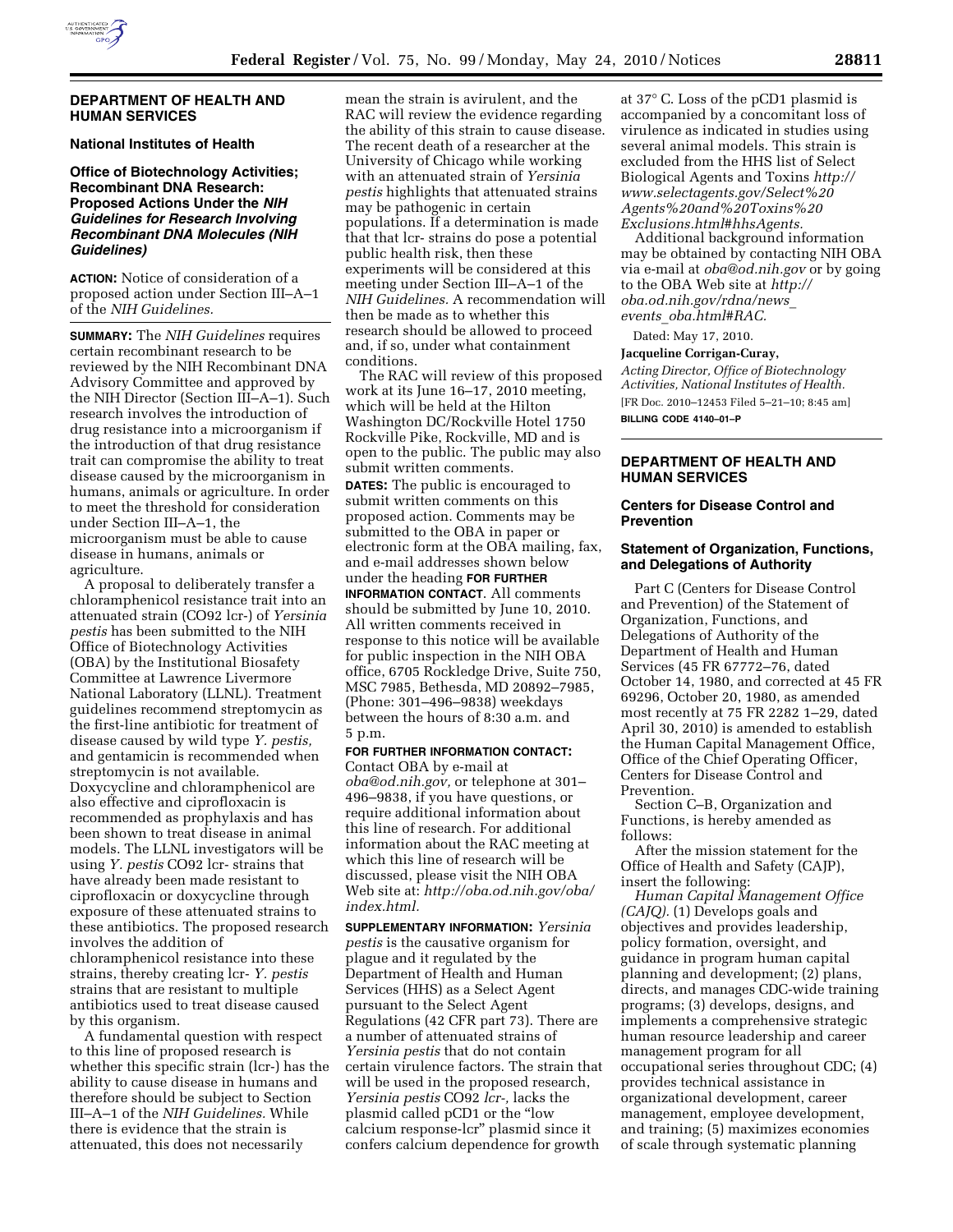## DEPARTMENT OF HEALTH AND HUMAN SERVICES

### National Institutes of Health

### Office of Biotechnology Activities; Recombinant DNA Research: Proposed Actions Under the *NIH Guidelines for Research Involving Recombinant DNA Molecules (NIH Guidelines)*

**ACTION:** Notice of consideration of a proposed action under Section III–A–1 of the *NIH Guidelines.*

**SUMMARY:** The *NIH Guidelines* requires certain recombinant research to be reviewed by the NIH Recombinant DNA Advisory Committee and approved by the NIH Director (Section III–A–1). Such research involves the introduction of drug resistance into a microorganism if the introduction of that drug resistance trait can compromise the ability to treat disease caused by the microorganism in humans, animals or agriculture. In order to meet the threshold for consideration under Section III–A–1, the microorganism must be able to cause disease in humans, animals or agriculture.

A proposal to deliberately transfer a chloramphenicol resistance trait into an attenuated strain (CO92 lcr-) of *Yersinia pestis* has been submitted to the NIH Office of Biotechnology Activities (OBA) by the Institutional Biosafety Committee at Lawrence Livermore National Laboratory (LLNL). Treatment guidelines recommend streptomycin as the first-line antibiotic for treatment of disease caused by wild type *Y. pestis,* and gentamicin is recommended when streptomycin is not available. Doxycycline and chloramphenicol are also effective and ciprofloxacin is recommended as prophylaxis and has been shown to treat disease in animal models. The LLNL investigators will be using *Y. pestis* CO92 lcr- strains that have already been made resistant to ciprofloxacin or doxycycline through exposure of these attenuated strains to these antibiotics. The proposed research involves the addition of chloramphenicol resistance into these strains, thereby creating lcr- *Y. pestis* strains that are resistant to multiple antibiotics used to treat disease caused by this organism.

A fundamental question with respect to this line of proposed research is whether this specific strain (lcr-) has the ability to cause disease in humans and therefore should be subject to Section III–A–1 of the *NIH Guidelines.* While there is evidence that the strain is attenuated, this does not necessarily mean the strain is avirulent, and the RAC will review the evidence regarding the ability of this strain to cause disease. The recent death of a researcher at the University of Chicago while working with an attenuated strain of *Yersinia pestis* highlights that attenuated strains may be pathogenic in certain populations. If a determination is made that that lcr- strains do pose a potential public health risk, then these experiments will be considered at this meeting under Section III–A–1 of the *NIH Guidelines.* A recommendation will then be made as to whether this research should be allowed to proceed and, if so, under what containment conditions.

The RAC will review of this proposed work at its June 16–17, 2010 meeting, which will be held at the Hilton Washington DC/Rockville Hotel 1750 Rockville Pike, Rockville, MD and is open to the public. The public may also submit written comments.

**DATES:** The public is encouraged to submit written comments on this proposed action. Comments may be submitted to the OBA in paper or electronic form at the OBA mailing, fax, and e-mail addresses shown below under the heading **FOR FURTHER INFORMATION CONTACT**. All comments should be submitted by June 10, 2010. All written comments received in response to this notice will be available for public inspection in the NIH OBA office, 6705 Rockledge Drive, Suite 750, MSC 7985, Bethesda, MD 20892–7985, (Phone: 301–496–9838) weekdays between the hours of 8:30 a.m. and 5 p.m.

**FOR FURTHER INFORMATION CONTACT:** Contact OBA by e-mail at *oba@od.nih.gov,* or telephone at 301–496–9838, if you have questions, or require additional information about this line of research. For additional information about the RAC meeting at which this line of research will be discussed, please visit the NIH OBA Web site at: *http://oba.od.nih.gov/oba/index.html.*

**SUPPLEMENTARY INFORMATION:** *Yersinia pestis* is the causative organism for plague and it regulated by the Department of Health and Human Services (HHS) as a Select Agent pursuant to the Select Agent Regulations (42 CFR part 73). There are a number of attenuated strains of *Yersinia pestis* that do not contain certain virulence factors. The strain that will be used in the proposed research, *Yersinia pestis* CO92 *lcr-,* lacks the plasmid called pCD1 or the "low calcium response-lcr" plasmid since it confers calcium dependence for growth at 37° C. Loss of the pCD1 plasmid is accompanied by a concomitant loss of virulence as indicated in studies using several animal models. This strain is excluded from the HHS list of Select Biological Agents and Toxins *http://www.selectagents.gov/Select%20Agents%20and%20Toxins%20Exclusions.html#hhsAgents.*

Additional background information may be obtained by contacting NIH OBA via e-mail at *oba@od.nih.gov* or by going to the OBA Web site at *http://oba.od.nih.gov/rdna/news_events_oba.html#RAC.*

Dated: May 17, 2010.

**Jacqueline Corrigan-Curay,**

*Acting Director, Office of Biotechnology Activities, National Institutes of Health.*

[FR Doc. 2010–12453 Filed 5–21–10; 8:45 am]

**BILLING CODE 4140–01–P**

## DEPARTMENT OF HEALTH AND HUMAN SERVICES

### Centers for Disease Control and Prevention

### Statement of Organization, Functions, and Delegations of Authority

Part C (Centers for Disease Control and Prevention) of the Statement of Organization, Functions, and Delegations of Authority of the Department of Health and Human Services (45 FR 67772–76, dated October 14, 1980, and corrected at 45 FR 69296, October 20, 1980, as amended most recently at 75 FR 2282 1–29, dated April 30, 2010) is amended to establish the Human Capital Management Office, Office of the Chief Operating Officer, Centers for Disease Control and Prevention.

Section C–B, Organization and Functions, is hereby amended as follows:

After the mission statement for the Office of Health and Safety (CAJP), insert the following:

*Human Capital Management Office (CAJQ).* (1) Develops goals and objectives and provides leadership, policy formation, oversight, and guidance in program human capital planning and development; (2) plans, directs, and manages CDC-wide training programs; (3) develops, designs, and implements a comprehensive strategic human resource leadership and career management program for all occupational series throughout CDC; (4) provides technical assistance in organizational development, career management, employee development, and training; (5) maximizes economies of scale through systematic planning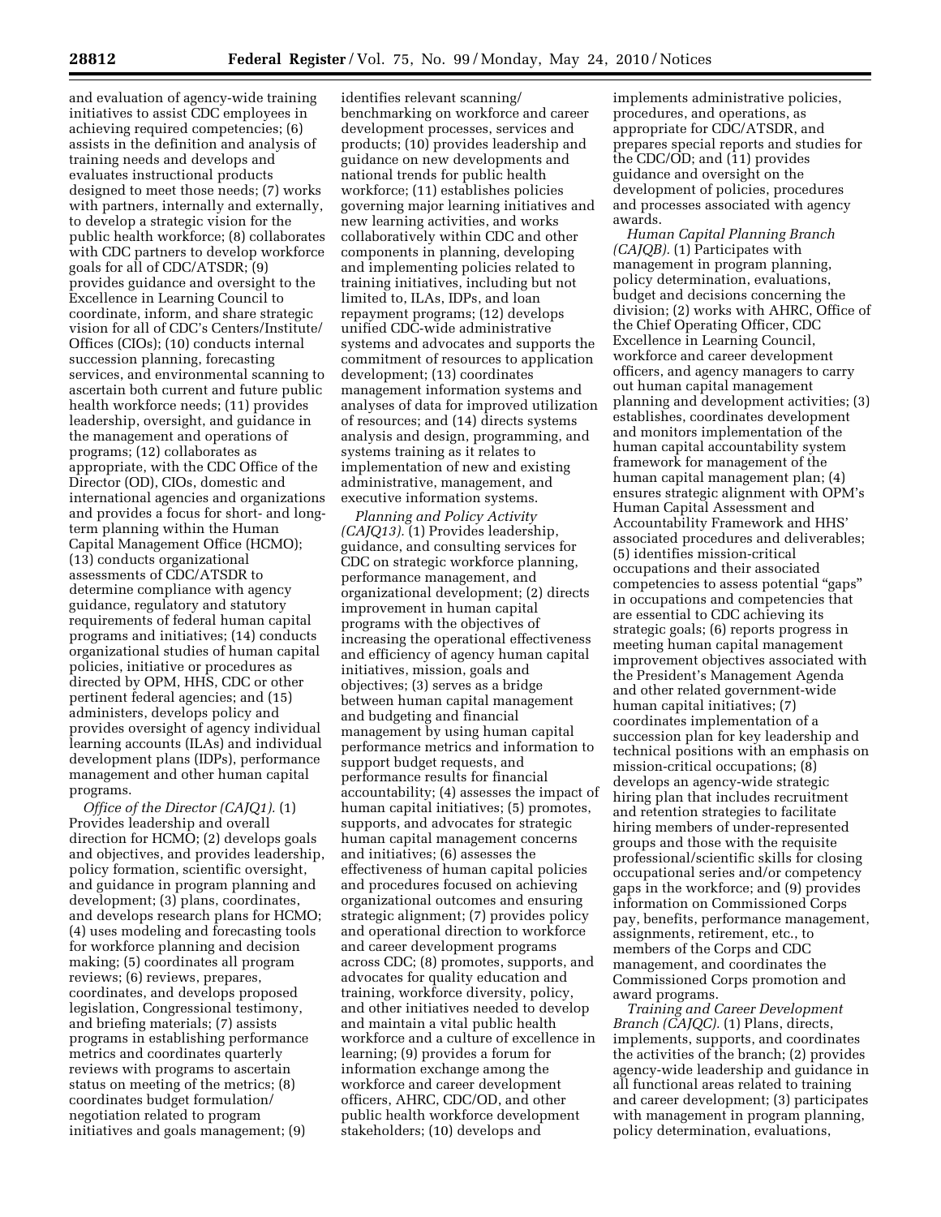and evaluation of agency-wide training initiatives to assist CDC employees in achieving required competencies; (6) assists in the definition and analysis of training needs and develops and evaluates instructional products designed to meet those needs; (7) works with partners, internally and externally, to develop a strategic vision for the public health workforce; (8) collaborates with CDC partners to develop workforce goals for all of CDC/ATSDR; (9) provides guidance and oversight to the Excellence in Learning Council to coordinate, inform, and share strategic vision for all of CDC's Centers/Institute/Offices (CIOs); (10) conducts internal succession planning, forecasting services, and environmental scanning to ascertain both current and future public health workforce needs; (11) provides leadership, oversight, and guidance in the management and operations of programs; (12) collaborates as appropriate, with the CDC Office of the Director (OD), CIOs, domestic and international agencies and organizations and provides a focus for short- and long-term planning within the Human Capital Management Office (HCMO); (13) conducts organizational assessments of CDC/ATSDR to determine compliance with agency guidance, regulatory and statutory requirements of federal human capital programs and initiatives; (14) conducts organizational studies of human capital policies, initiative or procedures as directed by OPM, HHS, CDC or other pertinent federal agencies; and (15) administers, develops policy and provides oversight of agency individual learning accounts (ILAs) and individual development plans (IDPs), performance management and other human capital programs.

*Office of the Director (CAJQ1).* (1) Provides leadership and overall direction for HCMO; (2) develops goals and objectives, and provides leadership, policy formation, scientific oversight, and guidance in program planning and development; (3) plans, coordinates, and develops research plans for HCMO; (4) uses modeling and forecasting tools for workforce planning and decision making; (5) coordinates all program reviews; (6) reviews, prepares, coordinates, and develops proposed legislation, Congressional testimony, and briefing materials; (7) assists programs in establishing performance metrics and coordinates quarterly reviews with programs to ascertain status on meeting of the metrics; (8) coordinates budget formulation/negotiation related to program initiatives and goals management; (9) identifies relevant scanning/benchmarking on workforce and career development processes, services and products; (10) provides leadership and guidance on new developments and national trends for public health workforce; (11) establishes policies governing major learning initiatives and new learning activities, and works collaboratively within CDC and other components in planning, developing and implementing policies related to training initiatives, including but not limited to, ILAs, IDPs, and loan repayment programs; (12) develops unified CDC-wide administrative systems and advocates and supports the commitment of resources to application development; (13) coordinates management information systems and analyses of data for improved utilization of resources; and (14) directs systems analysis and design, programming, and systems training as it relates to implementation of new and existing administrative, management, and executive information systems.

*Planning and Policy Activity (CAJQ13).* (1) Provides leadership, guidance, and consulting services for CDC on strategic workforce planning, performance management, and organizational development; (2) directs improvement in human capital programs with the objectives of increasing the operational effectiveness and efficiency of agency human capital initiatives, mission, goals and objectives; (3) serves as a bridge between human capital management and budgeting and financial management by using human capital performance metrics and information to support budget requests, and performance results for financial accountability; (4) assesses the impact of human capital initiatives; (5) promotes, supports, and advocates for strategic human capital management concerns and initiatives; (6) assesses the effectiveness of human capital policies and procedures focused on achieving organizational outcomes and ensuring strategic alignment; (7) provides policy and operational direction to workforce and career development programs across CDC; (8) promotes, supports, and advocates for quality education and training, workforce diversity, policy, and other initiatives needed to develop and maintain a vital public health workforce and a culture of excellence in learning; (9) provides a forum for information exchange among the workforce and career development officers, AHRC, CDC/OD, and other public health workforce development stakeholders; (10) develops and implements administrative policies, procedures, and operations, as appropriate for CDC/ATSDR, and prepares special reports and studies for the CDC/OD; and (11) provides guidance and oversight on the development of policies, procedures and processes associated with agency awards.

*Human Capital Planning Branch (CAJQB).* (1) Participates with management in program planning, policy determination, evaluations, budget and decisions concerning the division; (2) works with AHRC, Office of the Chief Operating Officer, CDC Excellence in Learning Council, workforce and career development officers, and agency managers to carry out human capital management planning and development activities; (3) establishes, coordinates development and monitors implementation of the human capital accountability system framework for management of the human capital management plan; (4) ensures strategic alignment with OPM's Human Capital Assessment and Accountability Framework and HHS' associated procedures and deliverables; (5) identifies mission-critical occupations and their associated competencies to assess potential "gaps" in occupations and competencies that are essential to CDC achieving its strategic goals; (6) reports progress in meeting human capital management improvement objectives associated with the President's Management Agenda and other related government-wide human capital initiatives; (7) coordinates implementation of a succession plan for key leadership and technical positions with an emphasis on mission-critical occupations; (8) develops an agency-wide strategic hiring plan that includes recruitment and retention strategies to facilitate hiring members of under-represented groups and those with the requisite professional/scientific skills for closing occupational series and/or competency gaps in the workforce; and (9) provides information on Commissioned Corps pay, benefits, performance management, assignments, retirement, etc., to members of the Corps and CDC management, and coordinates the Commissioned Corps promotion and award programs.

*Training and Career Development Branch (CAJQC).* (1) Plans, directs, implements, supports, and coordinates the activities of the branch; (2) provides agency-wide leadership and guidance in all functional areas related to training and career development; (3) participates with management in program planning, policy determination, evaluations,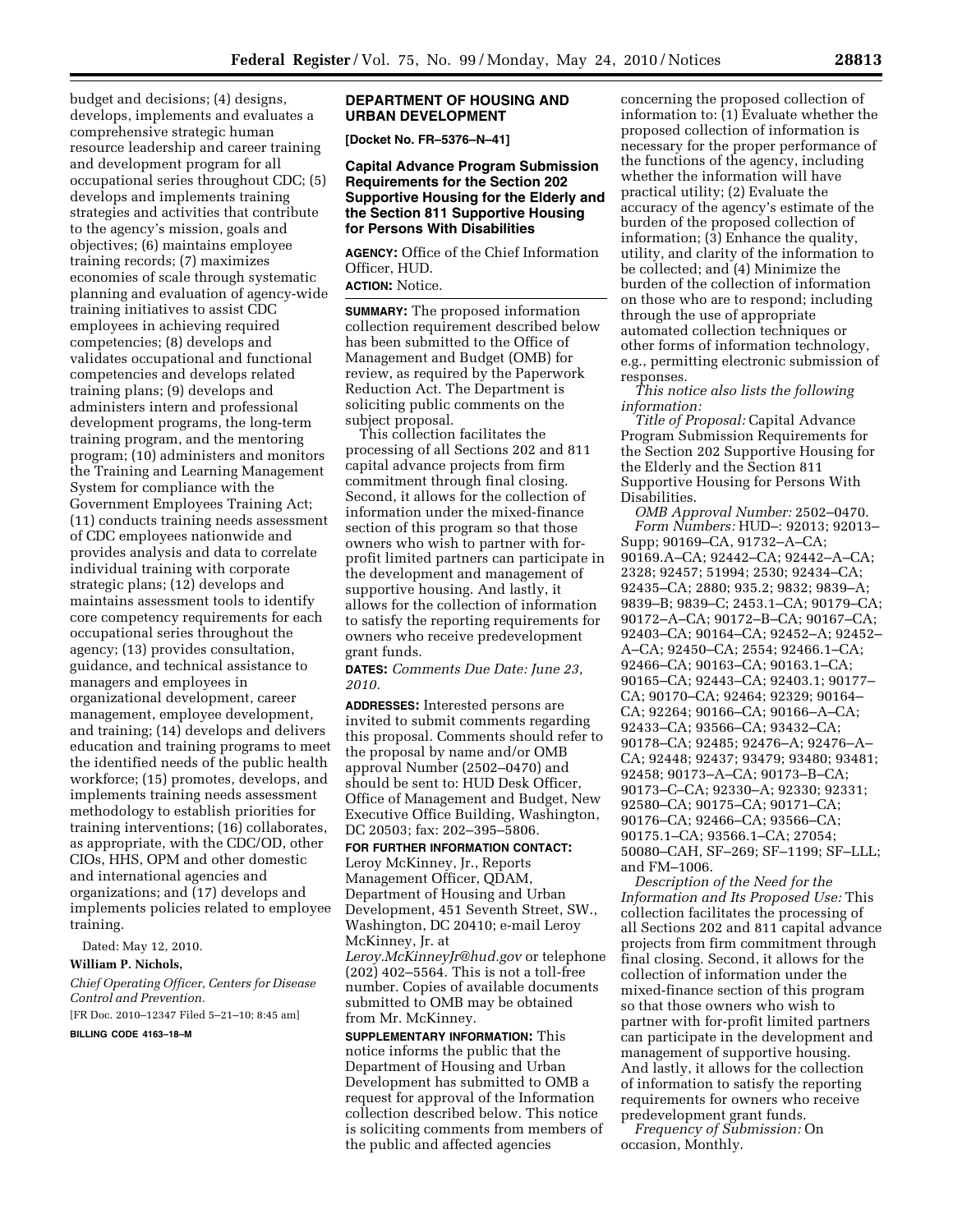budget and decisions; (4) designs, develops, implements and evaluates a comprehensive strategic human resource leadership and career training and development program for all occupational series throughout CDC; (5) develops and implements training strategies and activities that contribute to the agency's mission, goals and objectives; (6) maintains employee training records; (7) maximizes economies of scale through systematic planning and evaluation of agency-wide training initiatives to assist CDC employees in achieving required competencies; (8) develops and validates occupational and functional competencies and develops related training plans; (9) develops and administers intern and professional development programs, the long-term training program, and the mentoring program; (10) administers and monitors the Training and Learning Management System for compliance with the Government Employees Training Act; (11) conducts training needs assessment of CDC employees nationwide and provides analysis and data to correlate individual training with corporate strategic plans; (12) develops and maintains assessment tools to identify core competency requirements for each occupational series throughout the agency; (13) provides consultation, guidance, and technical assistance to managers and employees in organizational development, career management, employee development, and training; (14) develops and delivers education and training programs to meet the identified needs of the public health workforce; (15) promotes, develops, and implements training needs assessment methodology to establish priorities for training interventions; (16) collaborates, as appropriate, with the CDC/OD, other CIOs, HHS, OPM and other domestic and international agencies and organizations; and (17) develops and implements policies related to employee training.

Dated: May 12, 2010.

**William P. Nichols,**

*Chief Operating Officer, Centers for Disease Control and Prevention.*

[FR Doc. 2010–12347 Filed 5–21–10; 8:45 am]

**BILLING CODE 4163–18–M**

## DEPARTMENT OF HOUSING AND URBAN DEVELOPMENT

**[Docket No. FR–5376–N–41]**

### Capital Advance Program Submission Requirements for the Section 202 Supportive Housing for the Elderly and the Section 811 Supportive Housing for Persons With Disabilities

**AGENCY:** Office of the Chief Information Officer, HUD.

**ACTION:** Notice.

**SUMMARY:** The proposed information collection requirement described below has been submitted to the Office of Management and Budget (OMB) for review, as required by the Paperwork Reduction Act. The Department is soliciting public comments on the subject proposal.

This collection facilitates the processing of all Sections 202 and 811 capital advance projects from firm commitment through final closing. Second, it allows for the collection of information under the mixed-finance section of this program so that those owners who wish to partner with for-profit limited partners can participate in the development and management of supportive housing. And lastly, it allows for the collection of information to satisfy the reporting requirements for owners who receive predevelopment grant funds.

**DATES:** *Comments Due Date: June 23, 2010.*

**ADDRESSES:** Interested persons are invited to submit comments regarding this proposal. Comments should refer to the proposal by name and/or OMB approval Number (2502–0470) and should be sent to: HUD Desk Officer, Office of Management and Budget, New Executive Office Building, Washington, DC 20503; fax: 202–395–5806.

**FOR FURTHER INFORMATION CONTACT:** Leroy McKinney, Jr., Reports Management Officer, QDAM, Department of Housing and Urban Development, 451 Seventh Street, SW., Washington, DC 20410; e-mail Leroy McKinney, Jr. at *Leroy.McKinneyJr@hud.gov* or telephone (202) 402–5564. This is not a toll-free number. Copies of available documents submitted to OMB may be obtained from Mr. McKinney.

**SUPPLEMENTARY INFORMATION:** This notice informs the public that the Department of Housing and Urban Development has submitted to OMB a request for approval of the Information collection described below. This notice is soliciting comments from members of the public and affected agencies concerning the proposed collection of information to: (1) Evaluate whether the proposed collection of information is necessary for the proper performance of the functions of the agency, including whether the information will have practical utility; (2) Evaluate the accuracy of the agency's estimate of the burden of the proposed collection of information; (3) Enhance the quality, utility, and clarity of the information to be collected; and (4) Minimize the burden of the collection of information on those who are to respond; including through the use of appropriate automated collection techniques or other forms of information technology, e.g., permitting electronic submission of responses.

*This notice also lists the following information:*

*Title of Proposal:* Capital Advance Program Submission Requirements for the Section 202 Supportive Housing for the Elderly and the Section 811 Supportive Housing for Persons With Disabilities.

*OMB Approval Number:* 2502–0470.

*Form Numbers:* HUD–: 92013; 92013–Supp; 90169–CA, 91732–A–CA; 90169.A–CA; 92442–CA; 92442–A–CA; 2328; 92457; 51994; 2530; 92434–CA; 92435–CA; 2880; 935.2; 9832; 9839–A; 9839–B; 9839–C; 2453.1–CA; 90179–CA; 90172–A–CA; 90172–B–CA; 90167–CA; 92403–CA; 90164–CA; 92452–A; 92452–A–CA; 92450–CA; 2554; 92466.1–CA; 92466–CA; 90163–CA; 90163.1–CA; 90165–CA; 92443–CA; 92403.1; 90177–CA; 90170–CA; 92464; 92329; 90164–CA; 92264; 90166–CA; 90166–A–CA; 92433–CA; 93566–CA; 93432–CA; 90178–CA; 92485; 92476–A; 92476–A–CA; 92448; 92437; 93479; 93480; 93481; 92458; 90173–A–CA; 90173–B–CA; 90173–C–CA; 92330–A; 92330; 92331; 92580–CA; 90175–CA; 90171–CA; 90176–CA; 92466–CA; 93566–CA; 90175.1–CA; 93566.1–CA; 27054; 50080–CAH, SF–269; SF–1199; SF–LLL; and FM–1006.

*Description of the Need for the Information and Its Proposed Use:* This collection facilitates the processing of all Sections 202 and 811 capital advance projects from firm commitment through final closing. Second, it allows for the collection of information under the mixed-finance section of this program so that those owners who wish to partner with for-profit limited partners can participate in the development and management of supportive housing. And lastly, it allows for the collection of information to satisfy the reporting requirements for owners who receive predevelopment grant funds.

*Frequency of Submission:* On occasion, Monthly.